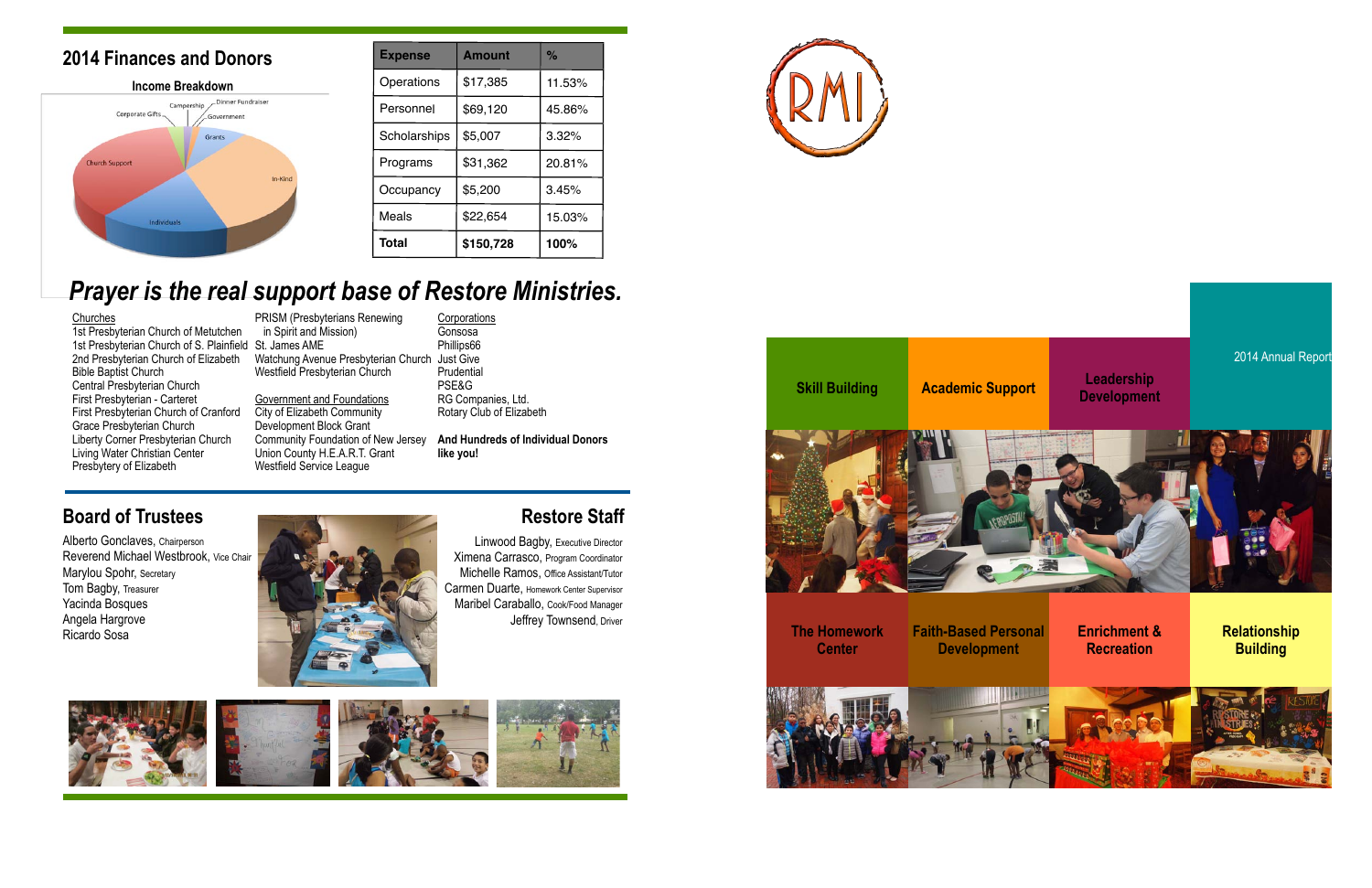## 2014 Finances and Donors

Income Breakdown

Campership
Dinner Fundraiser
Corporate Gifts
Government
Grants
Church Support
In-Kind
Individuals

| Expense | Amount | % |
|---|---|---|
| Operations | $17,385 | 11.53% |
| Personnel | $69,120 | 45.86% |
| Scholarships | $5,007 | 3.32% |
| Programs | $31,362 | 20.81% |
| Occupancy | $5,200 | 3.45% |
| Meals | $22,654 | 15.03% |
| **Total** | **$150,728** | **100%** |

# *Prayer is the real support base of Restore Ministries.*

Churches
- 1st Presbyterian Church of Metutchen
- 1st Presbyterian Church of S. Plainfield
- 2nd Presbyterian Church of Elizabeth
- Bible Baptist Church
- Central Presbyterian Church
- First Presbyterian - Carteret
- First Presbyterian Church of Cranford
- Grace Presbyterian Church
- Liberty Corner Presbyterian Church
- Living Water Christian Center
- Presbytery of Elizabeth
- PRISM (Presbyterians Renewing in Spirit and Mission)
- St. James AME
- Watchung Avenue Presbyterian Church
- Westfield Presbyterian Church

Government and Foundations
- City of Elizabeth Community Development Block Grant
- Community Foundation of New Jersey
- Union County H.E.A.R.T. Grant
- Westfield Service League

Corporations
- Gonsosa
- Phillips66
- Just Give
- Prudential
- PSE&G
- RG Companies, Ltd.
- Rotary Club of Elizabeth

**And Hundreds of Individual Donors like you!**

## Board of Trustees

Alberto Gonclaves, Chairperson
Reverend Michael Westbrook, Vice Chair
Marylou Spohr, Secretary
Tom Bagby, Treasurer
Yacinda Bosques
Angela Hargrove
Ricardo Sosa

## Restore Staff

Linwood Bagby, Executive Director
Ximena Carrasco, Program Coordinator
Michelle Ramos, Office Assistant/Tutor
Carmen Duarte, Homework Center Supervisor
Maribel Caraballo, Cook/Food Manager
Jeffrey Townsend, Driver

RMI

2014 Annual Report

Skill Building

Academic Support

Leadership Development

The Homework Center

Faith-Based Personal Development

Enrichment & Recreation

Relationship Building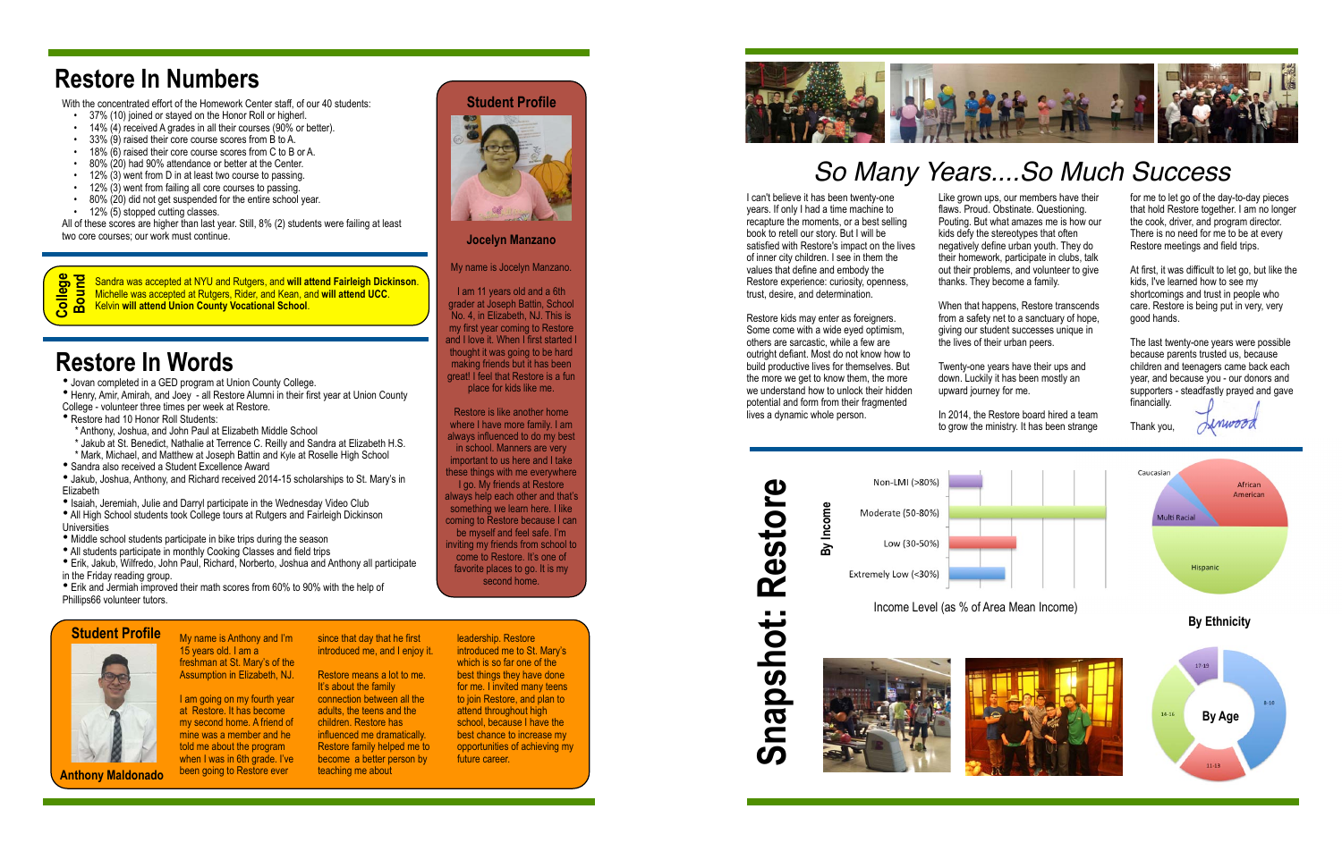# Restore In Numbers

With the concentrated effort of the Homework Center staff, of our 40 students:

- 37% (10) joined or stayed on the Honor Roll or higher.
- 14% (4) received A grades in all their courses (90% or better).
- 33% (9) raised their core course scores from B to A.
- 18% (6) raised their core course scores from C to B or A.
- 80% (20) had 90% attendance or better at the Center.
- 12% (3) went from D in at least two course to passing.
- 12% (3) went from failing all core courses to passing.
- 80% (20) did not get suspended for the entire school year.
- 12% (5) stopped cutting classes.

All of these scores are higher than last year. Still, 8% (2) students were failing at least two core courses; our work must continue.

**College Bound**

Sandra was accepted at NYU and Rutgers, and **will attend Fairleigh Dickinson**.
Michelle was accepted at Rutgers, Rider, and Kean, and **will attend UCC**.
Kelvin **will attend Union County Vocational School**.

# Restore In Words

- Jovan completed in a GED program at Union County College.
- Henry, Amir, Amirah, and Joey - all Restore Alumni in their first year at Union County College - volunteer three times per week at Restore.
- Restore had 10 Honor Roll Students:
  - Anthony, Joshua, and John Paul at Elizabeth Middle School
  - Jakub at St. Benedict, Nathalie at Terrence C. Reilly and Sandra at Elizabeth H.S.
  - Mark, Michael, and Matthew at Joseph Battin and Kyle at Roselle High School
- Sandra also received a Student Excellence Award
- Jakub, Joshua, Anthony, and Richard received 2014-15 scholarships to St. Mary's in Elizabeth
- Isaiah, Jeremiah, Julie and Darryl participate in the Wednesday Video Club
- All High School students took College tours at Rutgers and Fairleigh Dickinson Universities
- Middle school students participate in bike trips during the season
- All students participate in monthly Cooking Classes and field trips
- Erik, Jakub, Wilfredo, John Paul, Richard, Norberto, Joshua and Anthony all participate in the Friday reading group.
- Erik and Jermiah improved their math scores from 60% to 90% with the help of Phillips66 volunteer tutors.

## Student Profile

**Jocelyn Manzano**

My name is Jocelyn Manzano.

I am 11 years old and a 6th grader at Joseph Battin, School No. 4, in Elizabeth, NJ. This is my first year coming to Restore and I love it. When I first started I thought it was going to be hard making friends but it has been great! I feel that Restore is a fun place for kids like me.

Restore is like another home where I have more family. I am always influenced to do my best in school. Manners are very important to us here and I take these things with me everywhere I go. My friends at Restore always help each other and that's something we learn here. I like coming to Restore because I can be myself and feel safe. I'm inviting my friends from school to come to Restore. It's one of favorite places to go. It is my second home.

## Student Profile

**Anthony Maldonado**

My name is Anthony and I'm 15 years old. I am a freshman at St. Mary's of the Assumption in Elizabeth, NJ.

I am going on my fourth year at Restore. It has become my second home. A friend of mine was a member and he told me about the program when I was in 6th grade. I've been going to Restore ever since that day that he first introduced me, and I enjoy it.

Restore means a lot to me. It's about the family connection between all the adults, the teens and the children. Restore has influenced me dramatically. Restore family helped me to become a better person by teaching me about leadership. Restore introduced me to St. Mary's which is so far one of the best things they have done for me. I invited many teens to join Restore, and plan to attend throughout high school, because I have the best chance to increase my opportunities of achieving my future career.

# *So Many Years....So Much Success*

I can't believe it has been twenty-one years. If only I had a time machine to recapture the moments, or a best selling book to retell our story. But I will be satisfied with Restore's impact on the lives of inner city children. I see in them the values that define and embody the Restore experience: curiosity, openness, trust, desire, and determination.

Restore kids may enter as foreigners. Some come with a wide eyed optimism, others are sarcastic, while a few are outright defiant. Most do not know how to build productive lives for themselves. But the more we get to know them, the more we understand how to unlock their hidden potential and form from their fragmented lives a dynamic whole person.

Like grown ups, our members have their flaws. Proud. Obstinate. Questioning. Pouting. But what amazes me is how our kids defy the stereotypes that often negatively define urban youth. They do their homework, participate in clubs, talk out their problems, and volunteer to give thanks. They become a family.

When that happens, Restore transcends from a safety net to a sanctuary of hope, giving our student successes unique in the lives of their urban peers.

Twenty-one years have their ups and down. Luckily it has been mostly an upward journey for me.

In 2014, the Restore board hired a team to grow the ministry. It has been strange for me to let go of the day-to-day pieces that hold Restore together. I am no longer the cook, driver, and program director. There is no need for me to be at every Restore meetings and field trips.

At first, it was difficult to let go, but like the kids, I've learned how to see my shortcomings and trust in people who care. Restore is being put in very, very good hands.

The last twenty-one years were possible because parents trusted us, because children and teenagers came back each year, and because you - our donors and supporters - steadfastly prayed and gave financially.

Thank you,

Lenwood

# Snapshot: Restore

By Income

Non-LMI (>80%)
Moderate (50-80%)
Low (30-50%)
Extremely Low (<30%)

Income Level (as % of Area Mean Income)

By Ethnicity

Caucasian
African American
Multi Racial
Hispanic

By Age

17-19
8-10
14-16
11-13